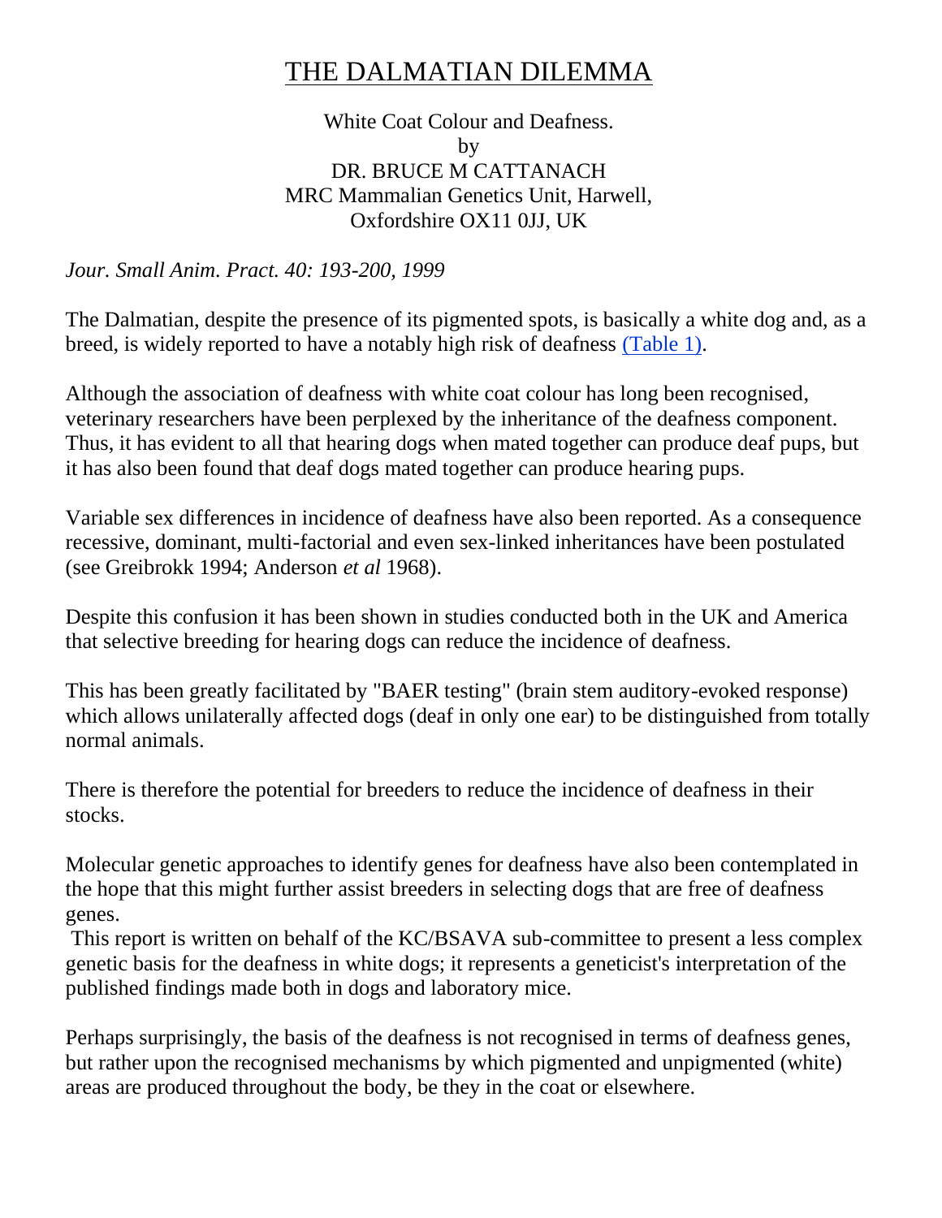# THE DALMATIAN DILEMMA

White Coat Colour and Deafness.
by
DR. BRUCE M CATTANACH
MRC Mammalian Genetics Unit, Harwell,
Oxfordshire OX11 0JJ, UK

*Jour. Small Anim. Pract. 40: 193-200, 1999*

The Dalmatian, despite the presence of its pigmented spots, is basically a white dog and, as a breed, is widely reported to have a notably high risk of deafness (Table 1).

Although the association of deafness with white coat colour has long been recognised, veterinary researchers have been perplexed by the inheritance of the deafness component. Thus, it has evident to all that hearing dogs when mated together can produce deaf pups, but it has also been found that deaf dogs mated together can produce hearing pups.

Variable sex differences in incidence of deafness have also been reported. As a consequence recessive, dominant, multi-factorial and even sex-linked inheritances have been postulated (see Greibrokk 1994; Anderson *et al* 1968).

Despite this confusion it has been shown in studies conducted both in the UK and America that selective breeding for hearing dogs can reduce the incidence of deafness.

This has been greatly facilitated by "BAER testing" (brain stem auditory-evoked response) which allows unilaterally affected dogs (deaf in only one ear) to be distinguished from totally normal animals.

There is therefore the potential for breeders to reduce the incidence of deafness in their stocks.

Molecular genetic approaches to identify genes for deafness have also been contemplated in the hope that this might further assist breeders in selecting dogs that are free of deafness genes.

This report is written on behalf of the KC/BSAVA sub-committee to present a less complex genetic basis for the deafness in white dogs; it represents a geneticist's interpretation of the published findings made both in dogs and laboratory mice.

Perhaps surprisingly, the basis of the deafness is not recognised in terms of deafness genes, but rather upon the recognised mechanisms by which pigmented and unpigmented (white) areas are produced throughout the body, be they in the coat or elsewhere.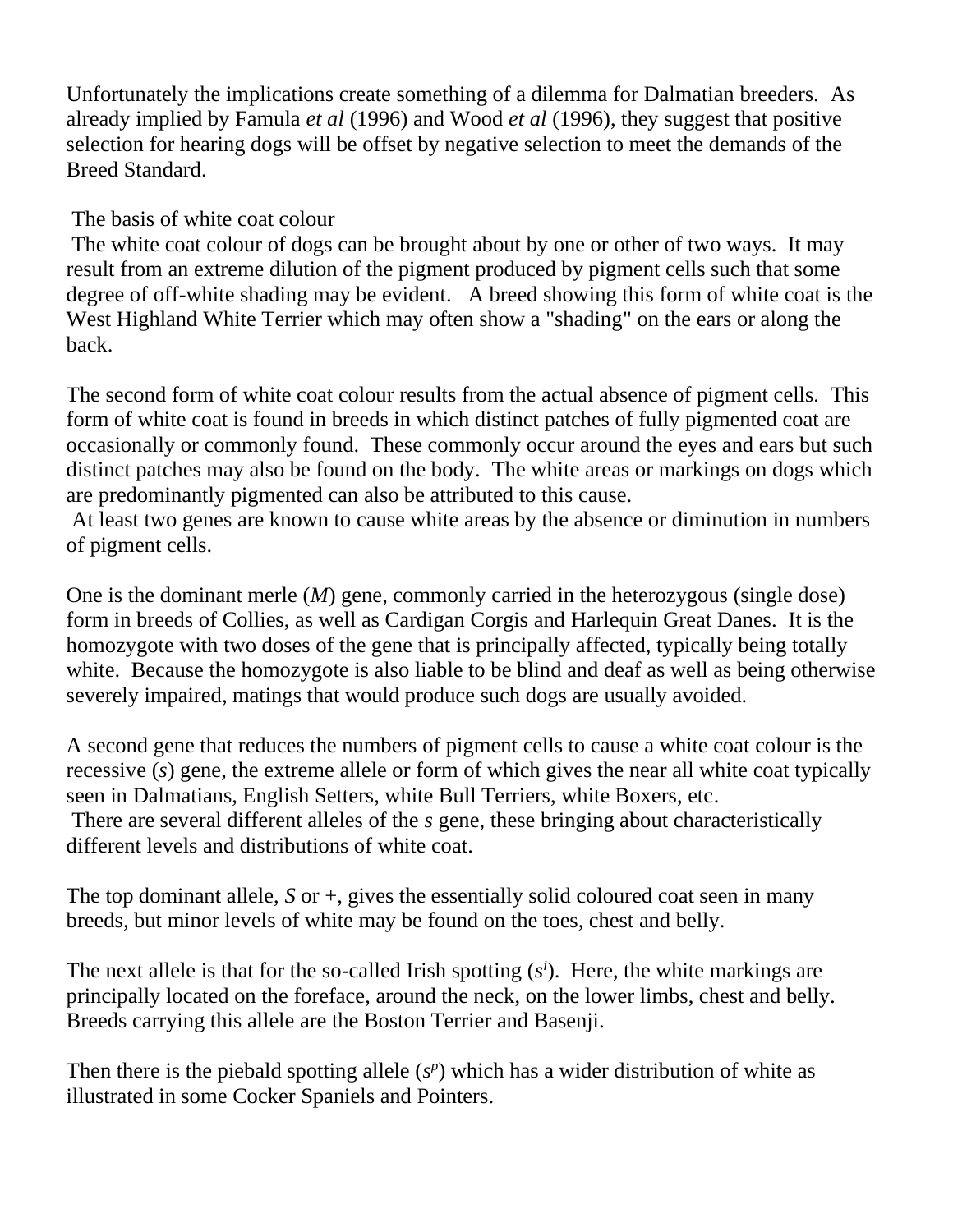Unfortunately the implications create something of a dilemma for Dalmatian breeders. As already implied by Famula *et al* (1996) and Wood *et al* (1996), they suggest that positive selection for hearing dogs will be offset by negative selection to meet the demands of the Breed Standard.

## The basis of white coat colour

The white coat colour of dogs can be brought about by one or other of two ways. It may result from an extreme dilution of the pigment produced by pigment cells such that some degree of off-white shading may be evident. A breed showing this form of white coat is the West Highland White Terrier which may often show a "shading" on the ears or along the back.

The second form of white coat colour results from the actual absence of pigment cells. This form of white coat is found in breeds in which distinct patches of fully pigmented coat are occasionally or commonly found. These commonly occur around the eyes and ears but such distinct patches may also be found on the body. The white areas or markings on dogs which are predominantly pigmented can also be attributed to this cause.

At least two genes are known to cause white areas by the absence or diminution in numbers of pigment cells.

One is the dominant merle (*M*) gene, commonly carried in the heterozygous (single dose) form in breeds of Collies, as well as Cardigan Corgis and Harlequin Great Danes. It is the homozygote with two doses of the gene that is principally affected, typically being totally white. Because the homozygote is also liable to be blind and deaf as well as being otherwise severely impaired, matings that would produce such dogs are usually avoided.

A second gene that reduces the numbers of pigment cells to cause a white coat colour is the recessive (*s*) gene, the extreme allele or form of which gives the near all white coat typically seen in Dalmatians, English Setters, white Bull Terriers, white Boxers, etc.

There are several different alleles of the *s* gene, these bringing about characteristically different levels and distributions of white coat.

The top dominant allele, *S* or +, gives the essentially solid coloured coat seen in many breeds, but minor levels of white may be found on the toes, chest and belly.

The next allele is that for the so-called Irish spotting ($s^i$). Here, the white markings are principally located on the foreface, around the neck, on the lower limbs, chest and belly. Breeds carrying this allele are the Boston Terrier and Basenji.

Then there is the piebald spotting allele ($s^p$) which has a wider distribution of white as illustrated in some Cocker Spaniels and Pointers.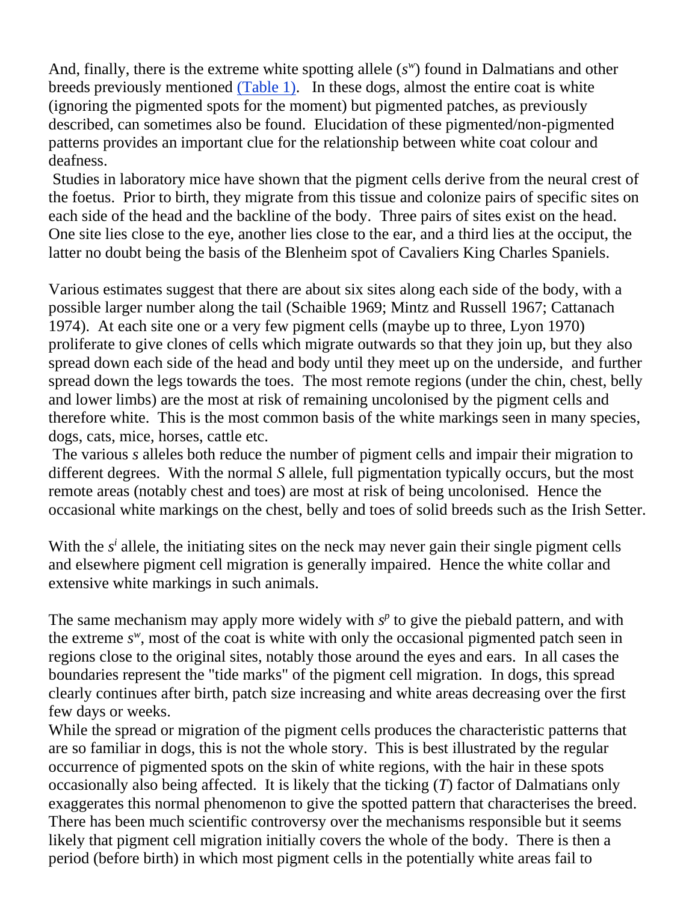And, finally, there is the extreme white spotting allele ($s^w$) found in Dalmatians and other breeds previously mentioned (Table 1). In these dogs, almost the entire coat is white (ignoring the pigmented spots for the moment) but pigmented patches, as previously described, can sometimes also be found. Elucidation of these pigmented/non-pigmented patterns provides an important clue for the relationship between white coat colour and deafness.

Studies in laboratory mice have shown that the pigment cells derive from the neural crest of the foetus. Prior to birth, they migrate from this tissue and colonize pairs of specific sites on each side of the head and the backline of the body. Three pairs of sites exist on the head. One site lies close to the eye, another lies close to the ear, and a third lies at the occiput, the latter no doubt being the basis of the Blenheim spot of Cavaliers King Charles Spaniels.

Various estimates suggest that there are about six sites along each side of the body, with a possible larger number along the tail (Schaible 1969; Mintz and Russell 1967; Cattanach 1974). At each site one or a very few pigment cells (maybe up to three, Lyon 1970) proliferate to give clones of cells which migrate outwards so that they join up, but they also spread down each side of the head and body until they meet up on the underside, and further spread down the legs towards the toes. The most remote regions (under the chin, chest, belly and lower limbs) are the most at risk of remaining uncolonised by the pigment cells and therefore white. This is the most common basis of the white markings seen in many species, dogs, cats, mice, horses, cattle etc.

The various *s* alleles both reduce the number of pigment cells and impair their migration to different degrees. With the normal *S* allele, full pigmentation typically occurs, but the most remote areas (notably chest and toes) are most at risk of being uncolonised. Hence the occasional white markings on the chest, belly and toes of solid breeds such as the Irish Setter.

With the $s^i$ allele, the initiating sites on the neck may never gain their single pigment cells and elsewhere pigment cell migration is generally impaired. Hence the white collar and extensive white markings in such animals.

The same mechanism may apply more widely with $s^p$ to give the piebald pattern, and with the extreme $s^w$, most of the coat is white with only the occasional pigmented patch seen in regions close to the original sites, notably those around the eyes and ears. In all cases the boundaries represent the "tide marks" of the pigment cell migration. In dogs, this spread clearly continues after birth, patch size increasing and white areas decreasing over the first few days or weeks.

While the spread or migration of the pigment cells produces the characteristic patterns that are so familiar in dogs, this is not the whole story. This is best illustrated by the regular occurrence of pigmented spots on the skin of white regions, with the hair in these spots occasionally also being affected. It is likely that the ticking (*T*) factor of Dalmatians only exaggerates this normal phenomenon to give the spotted pattern that characterises the breed. There has been much scientific controversy over the mechanisms responsible but it seems likely that pigment cell migration initially covers the whole of the body. There is then a period (before birth) in which most pigment cells in the potentially white areas fail to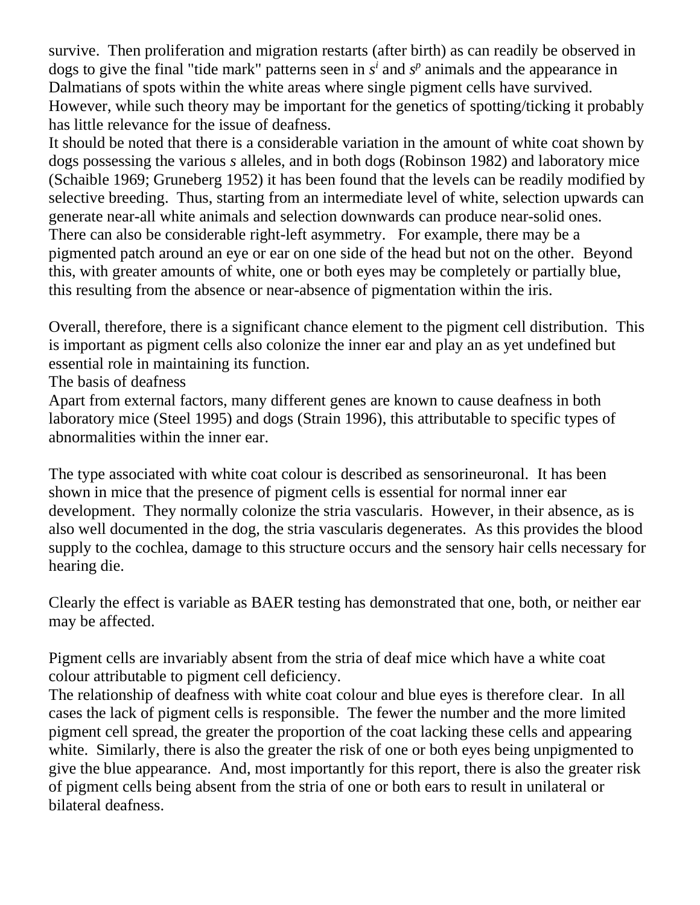survive. Then proliferation and migration restarts (after birth) as can readily be observed in dogs to give the final "tide mark" patterns seen in $s^i$ and $s^p$ animals and the appearance in Dalmatians of spots within the white areas where single pigment cells have survived. However, while such theory may be important for the genetics of spotting/ticking it probably has little relevance for the issue of deafness.

It should be noted that there is a considerable variation in the amount of white coat shown by dogs possessing the various *s* alleles, and in both dogs (Robinson 1982) and laboratory mice (Schaible 1969; Gruneberg 1952) it has been found that the levels can be readily modified by selective breeding. Thus, starting from an intermediate level of white, selection upwards can generate near-all white animals and selection downwards can produce near-solid ones. There can also be considerable right-left asymmetry. For example, there may be a pigmented patch around an eye or ear on one side of the head but not on the other. Beyond this, with greater amounts of white, one or both eyes may be completely or partially blue, this resulting from the absence or near-absence of pigmentation within the iris.

Overall, therefore, there is a significant chance element to the pigment cell distribution. This is important as pigment cells also colonize the inner ear and play an as yet undefined but essential role in maintaining its function.

## The basis of deafness

Apart from external factors, many different genes are known to cause deafness in both laboratory mice (Steel 1995) and dogs (Strain 1996), this attributable to specific types of abnormalities within the inner ear.

The type associated with white coat colour is described as sensorineuronal. It has been shown in mice that the presence of pigment cells is essential for normal inner ear development. They normally colonize the stria vascularis. However, in their absence, as is also well documented in the dog, the stria vascularis degenerates. As this provides the blood supply to the cochlea, damage to this structure occurs and the sensory hair cells necessary for hearing die.

Clearly the effect is variable as BAER testing has demonstrated that one, both, or neither ear may be affected.

Pigment cells are invariably absent from the stria of deaf mice which have a white coat colour attributable to pigment cell deficiency.

The relationship of deafness with white coat colour and blue eyes is therefore clear. In all cases the lack of pigment cells is responsible. The fewer the number and the more limited pigment cell spread, the greater the proportion of the coat lacking these cells and appearing white. Similarly, there is also the greater the risk of one or both eyes being unpigmented to give the blue appearance. And, most importantly for this report, there is also the greater risk of pigment cells being absent from the stria of one or both ears to result in unilateral or bilateral deafness.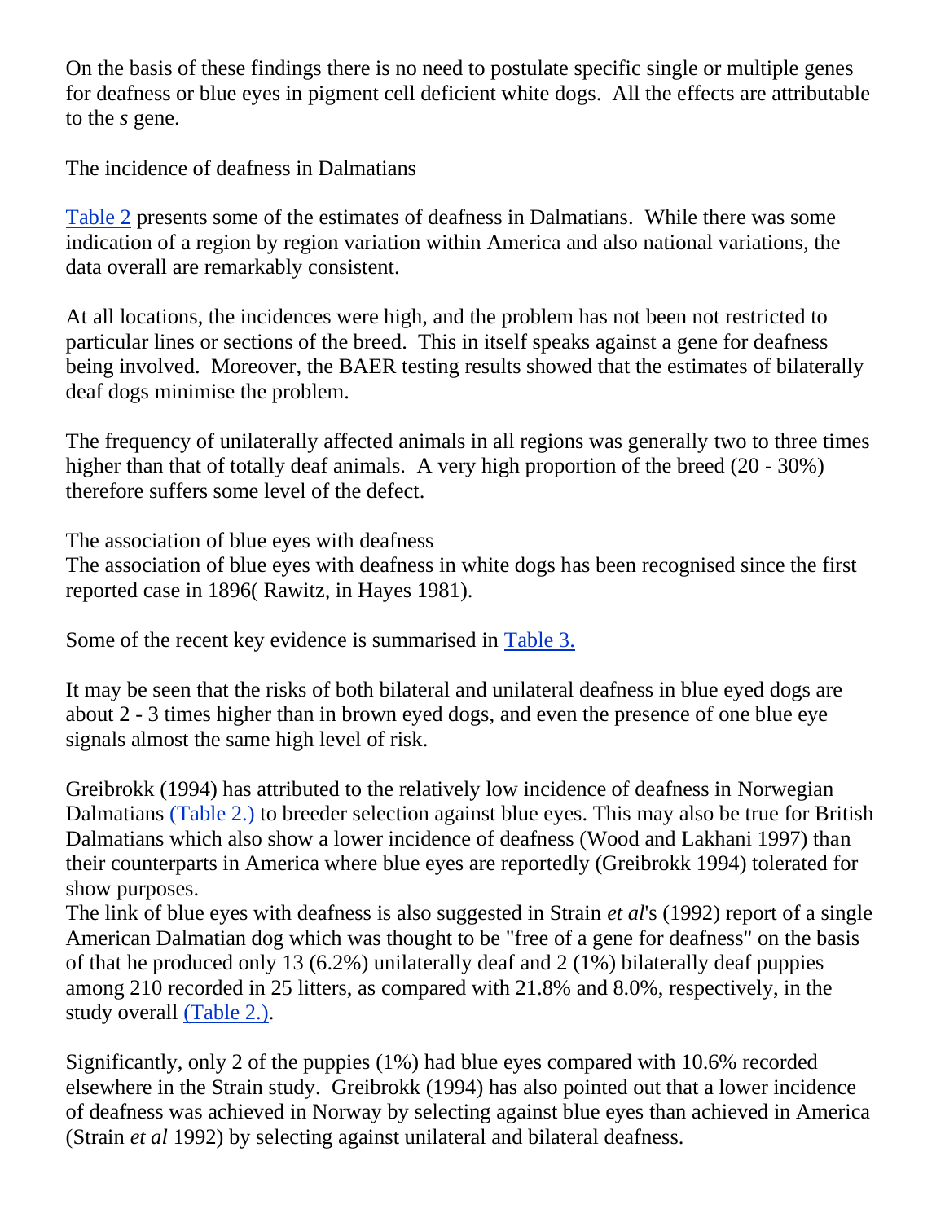On the basis of these findings there is no need to postulate specific single or multiple genes for deafness or blue eyes in pigment cell deficient white dogs. All the effects are attributable to the *s* gene.

## The incidence of deafness in Dalmatians

Table 2 presents some of the estimates of deafness in Dalmatians. While there was some indication of a region by region variation within America and also national variations, the data overall are remarkably consistent.

At all locations, the incidences were high, and the problem has not been not restricted to particular lines or sections of the breed. This in itself speaks against a gene for deafness being involved. Moreover, the BAER testing results showed that the estimates of bilaterally deaf dogs minimise the problem.

The frequency of unilaterally affected animals in all regions was generally two to three times higher than that of totally deaf animals. A very high proportion of the breed (20 - 30%) therefore suffers some level of the defect.

## The association of blue eyes with deafness

The association of blue eyes with deafness in white dogs has been recognised since the first reported case in 1896( Rawitz, in Hayes 1981).

Some of the recent key evidence is summarised in Table 3.

It may be seen that the risks of both bilateral and unilateral deafness in blue eyed dogs are about 2 - 3 times higher than in brown eyed dogs, and even the presence of one blue eye signals almost the same high level of risk.

Greibrokk (1994) has attributed to the relatively low incidence of deafness in Norwegian Dalmatians (Table 2.) to breeder selection against blue eyes. This may also be true for British Dalmatians which also show a lower incidence of deafness (Wood and Lakhani 1997) than their counterparts in America where blue eyes are reportedly (Greibrokk 1994) tolerated for show purposes.

The link of blue eyes with deafness is also suggested in Strain *et al*'s (1992) report of a single American Dalmatian dog which was thought to be "free of a gene for deafness" on the basis of that he produced only 13 (6.2%) unilaterally deaf and 2 (1%) bilaterally deaf puppies among 210 recorded in 25 litters, as compared with 21.8% and 8.0%, respectively, in the study overall (Table 2.).

Significantly, only 2 of the puppies (1%) had blue eyes compared with 10.6% recorded elsewhere in the Strain study. Greibrokk (1994) has also pointed out that a lower incidence of deafness was achieved in Norway by selecting against blue eyes than achieved in America (Strain *et al* 1992) by selecting against unilateral and bilateral deafness.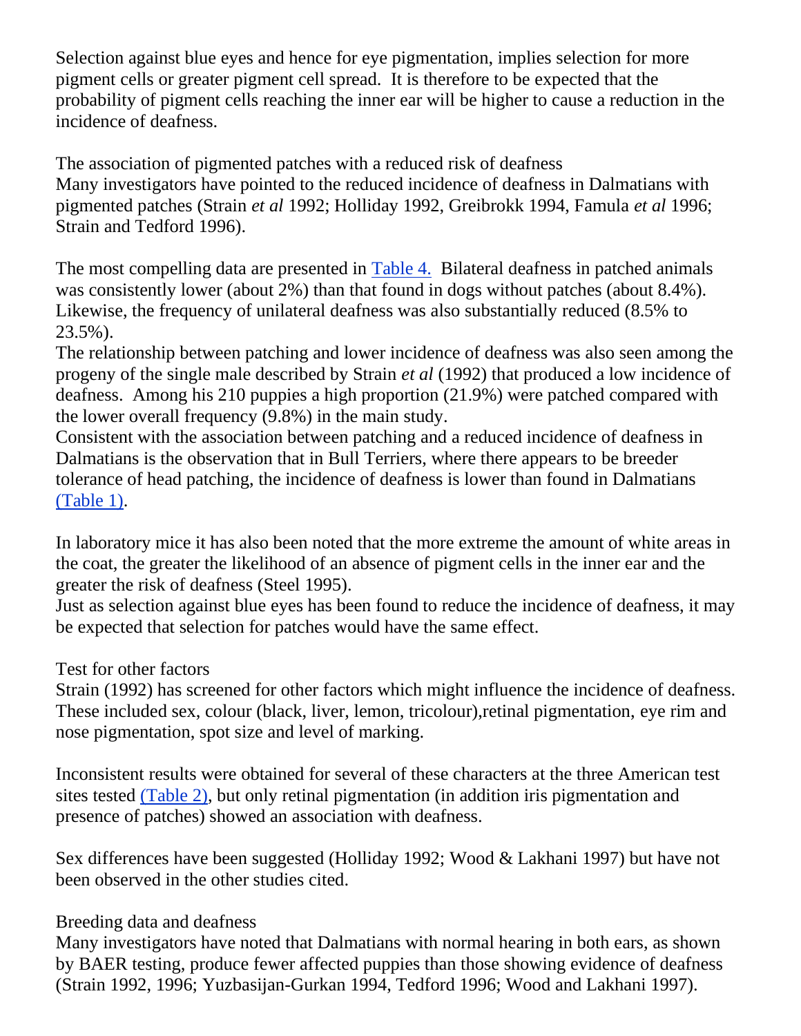Selection against blue eyes and hence for eye pigmentation, implies selection for more pigment cells or greater pigment cell spread. It is therefore to be expected that the probability of pigment cells reaching the inner ear will be higher to cause a reduction in the incidence of deafness.

### The association of pigmented patches with a reduced risk of deafness

Many investigators have pointed to the reduced incidence of deafness in Dalmatians with pigmented patches (Strain *et al* 1992; Holliday 1992, Greibrokk 1994, Famula *et al* 1996; Strain and Tedford 1996).

The most compelling data are presented in Table 4. Bilateral deafness in patched animals was consistently lower (about 2%) than that found in dogs without patches (about 8.4%). Likewise, the frequency of unilateral deafness was also substantially reduced (8.5% to 23.5%).

The relationship between patching and lower incidence of deafness was also seen among the progeny of the single male described by Strain *et al* (1992) that produced a low incidence of deafness. Among his 210 puppies a high proportion (21.9%) were patched compared with the lower overall frequency (9.8%) in the main study.

Consistent with the association between patching and a reduced incidence of deafness in Dalmatians is the observation that in Bull Terriers, where there appears to be breeder tolerance of head patching, the incidence of deafness is lower than found in Dalmatians (Table 1).

In laboratory mice it has also been noted that the more extreme the amount of white areas in the coat, the greater the likelihood of an absence of pigment cells in the inner ear and the greater the risk of deafness (Steel 1995).

Just as selection against blue eyes has been found to reduce the incidence of deafness, it may be expected that selection for patches would have the same effect.

### Test for other factors

Strain (1992) has screened for other factors which might influence the incidence of deafness. These included sex, colour (black, liver, lemon, tricolour),retinal pigmentation, eye rim and nose pigmentation, spot size and level of marking.

Inconsistent results were obtained for several of these characters at the three American test sites tested (Table 2), but only retinal pigmentation (in addition iris pigmentation and presence of patches) showed an association with deafness.

Sex differences have been suggested (Holliday 1992; Wood & Lakhani 1997) but have not been observed in the other studies cited.

### Breeding data and deafness

Many investigators have noted that Dalmatians with normal hearing in both ears, as shown by BAER testing, produce fewer affected puppies than those showing evidence of deafness (Strain 1992, 1996; Yuzbasijan-Gurkan 1994, Tedford 1996; Wood and Lakhani 1997).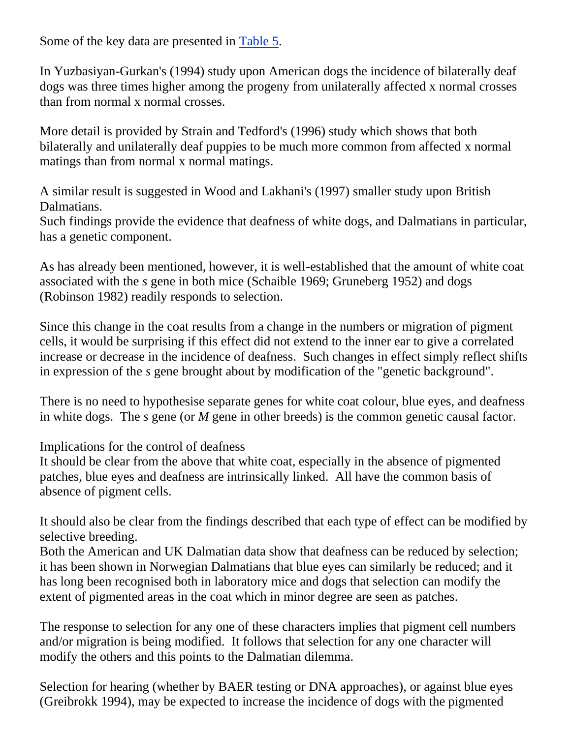Some of the key data are presented in [Table 5](#).

In Yuzbasiyan-Gurkan's (1994) study upon American dogs the incidence of bilaterally deaf dogs was three times higher among the progeny from unilaterally affected x normal crosses than from normal x normal crosses.

More detail is provided by Strain and Tedford's (1996) study which shows that both bilaterally and unilaterally deaf puppies to be much more common from affected x normal matings than from normal x normal matings.

A similar result is suggested in Wood and Lakhani's (1997) smaller study upon British Dalmatians.
Such findings provide the evidence that deafness of white dogs, and Dalmatians in particular, has a genetic component.

As has already been mentioned, however, it is well-established that the amount of white coat associated with the *s* gene in both mice (Schaible 1969; Gruneberg 1952) and dogs (Robinson 1982) readily responds to selection.

Since this change in the coat results from a change in the numbers or migration of pigment cells, it would be surprising if this effect did not extend to the inner ear to give a correlated increase or decrease in the incidence of deafness. Such changes in effect simply reflect shifts in expression of the *s* gene brought about by modification of the "genetic background".

There is no need to hypothesise separate genes for white coat colour, blue eyes, and deafness in white dogs. The *s* gene (or *M* gene in other breeds) is the common genetic causal factor.

Implications for the control of deafness
It should be clear from the above that white coat, especially in the absence of pigmented patches, blue eyes and deafness are intrinsically linked. All have the common basis of absence of pigment cells.

It should also be clear from the findings described that each type of effect can be modified by selective breeding.
Both the American and UK Dalmatian data show that deafness can be reduced by selection; it has been shown in Norwegian Dalmatians that blue eyes can similarly be reduced; and it has long been recognised both in laboratory mice and dogs that selection can modify the extent of pigmented areas in the coat which in minor degree are seen as patches.

The response to selection for any one of these characters implies that pigment cell numbers and/or migration is being modified. It follows that selection for any one character will modify the others and this points to the Dalmatian dilemma.

Selection for hearing (whether by BAER testing or DNA approaches), or against blue eyes (Greibrokk 1994), may be expected to increase the incidence of dogs with the pigmented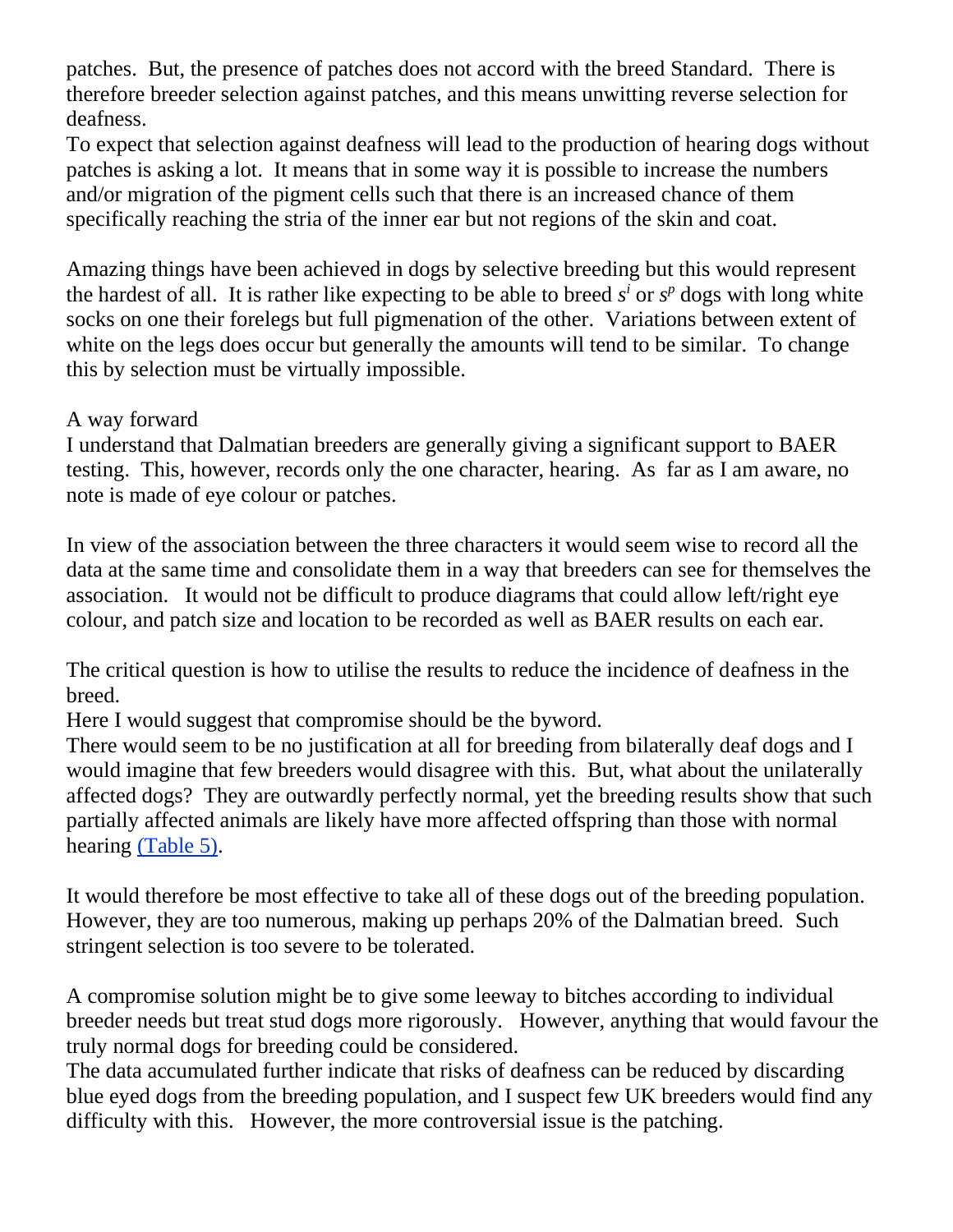patches. But, the presence of patches does not accord with the breed Standard. There is therefore breeder selection against patches, and this means unwitting reverse selection for deafness.
To expect that selection against deafness will lead to the production of hearing dogs without patches is asking a lot. It means that in some way it is possible to increase the numbers and/or migration of the pigment cells such that there is an increased chance of them specifically reaching the stria of the inner ear but not regions of the skin and coat.

Amazing things have been achieved in dogs by selective breeding but this would represent the hardest of all. It is rather like expecting to be able to breed $s^i$ or $s^p$ dogs with long white socks on one their forelegs but full pigmenation of the other. Variations between extent of white on the legs does occur but generally the amounts will tend to be similar. To change this by selection must be virtually impossible.

A way forward
I understand that Dalmatian breeders are generally giving a significant support to BAER testing. This, however, records only the one character, hearing. As far as I am aware, no note is made of eye colour or patches.

In view of the association between the three characters it would seem wise to record all the data at the same time and consolidate them in a way that breeders can see for themselves the association. It would not be difficult to produce diagrams that could allow left/right eye colour, and patch size and location to be recorded as well as BAER results on each ear.

The critical question is how to utilise the results to reduce the incidence of deafness in the breed.
Here I would suggest that compromise should be the byword.
There would seem to be no justification at all for breeding from bilaterally deaf dogs and I would imagine that few breeders would disagree with this. But, what about the unilaterally affected dogs? They are outwardly perfectly normal, yet the breeding results show that such partially affected animals are likely have more affected offspring than those with normal hearing (Table 5).

It would therefore be most effective to take all of these dogs out of the breeding population. However, they are too numerous, making up perhaps 20% of the Dalmatian breed. Such stringent selection is too severe to be tolerated.

A compromise solution might be to give some leeway to bitches according to individual breeder needs but treat stud dogs more rigorously. However, anything that would favour the truly normal dogs for breeding could be considered.
The data accumulated further indicate that risks of deafness can be reduced by discarding blue eyed dogs from the breeding population, and I suspect few UK breeders would find any difficulty with this. However, the more controversial issue is the patching.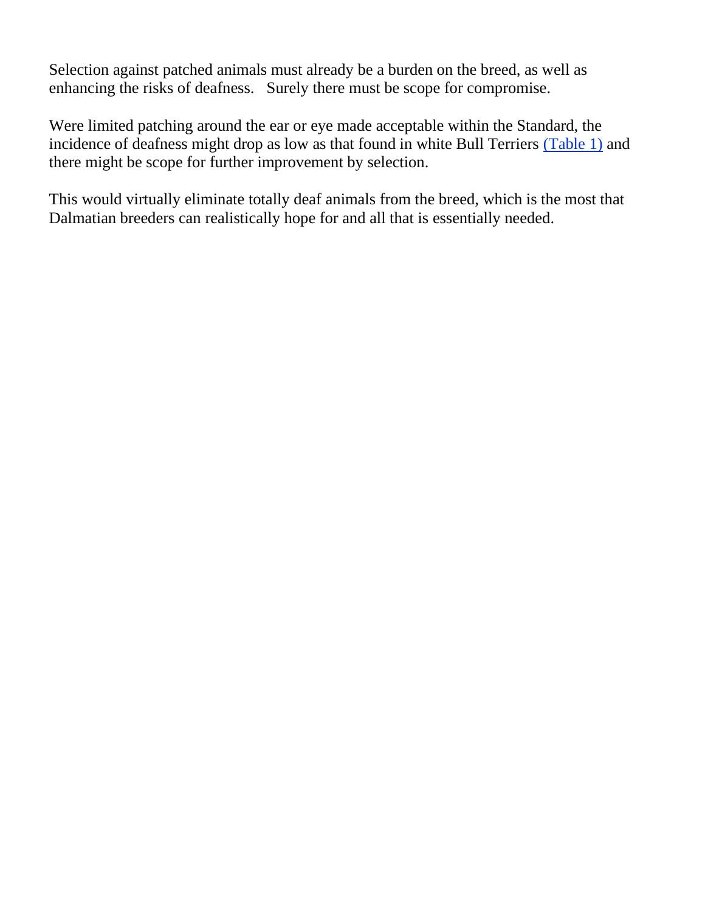Selection against patched animals must already be a burden on the breed, as well as enhancing the risks of deafness. Surely there must be scope for compromise.

Were limited patching around the ear or eye made acceptable within the Standard, the incidence of deafness might drop as low as that found in white Bull Terriers (Table 1) and there might be scope for further improvement by selection.

This would virtually eliminate totally deaf animals from the breed, which is the most that Dalmatian breeders can realistically hope for and all that is essentially needed.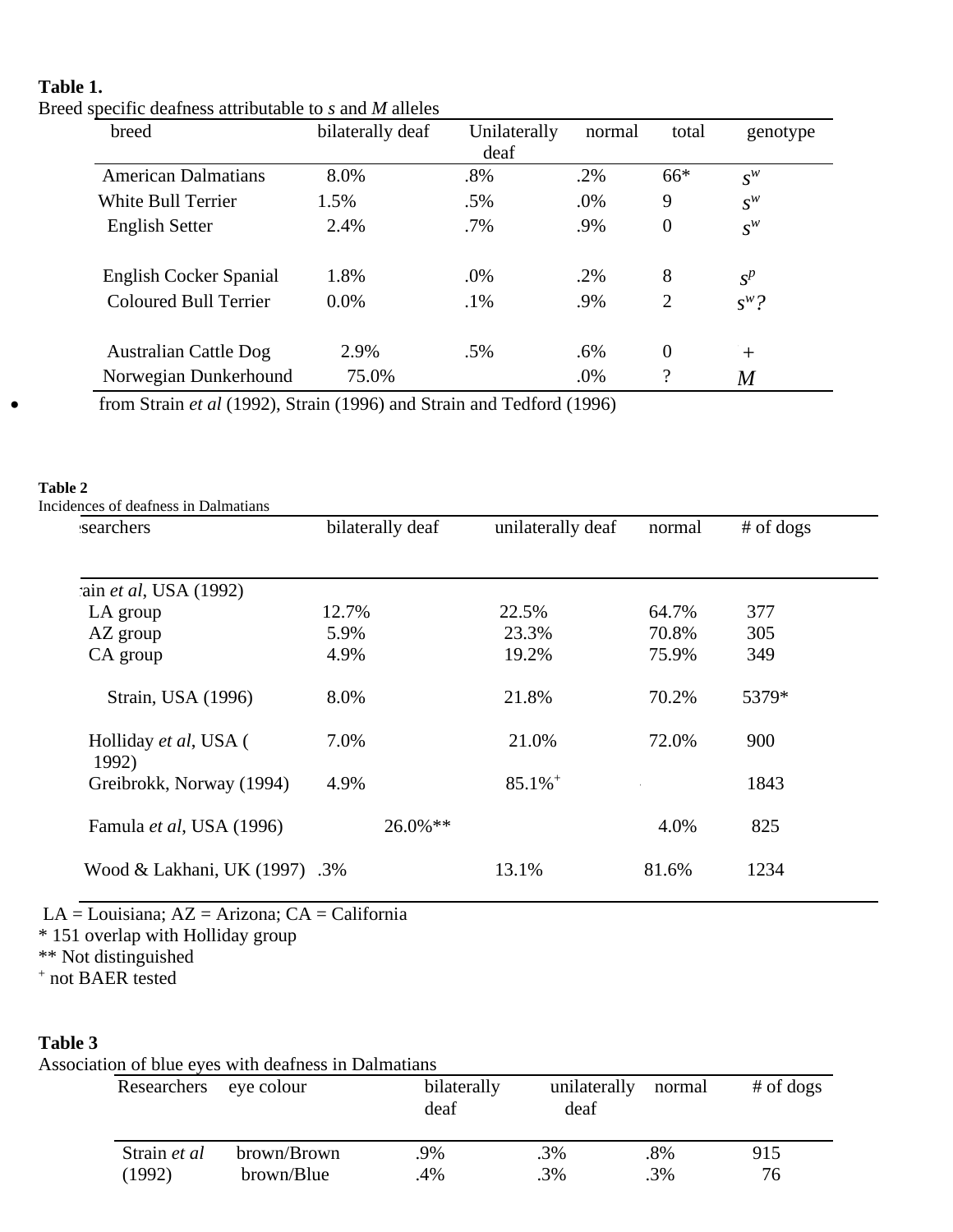**Table 1.**
Breed specific deafness attributable to *s* and *M* alleles

| breed | bilaterally deaf | Unilaterally deaf | normal | total | genotype |
|---|---|---|---|---|---|
| American Dalmatians | 8.0% | .8% | .2% | 66* | $s^w$ |
| White Bull Terrier | 1.5% | .5% | .0% | 9 | $s^w$ |
| English Setter | 2.4% | .7% | .9% | 0 | $s^w$ |
| English Cocker Spanial | 1.8% | .0% | .2% | 8 | $s^p$ |
| Coloured Bull Terrier | 0.0% | .1% | .9% | 2 | $s^w$? |
| Australian Cattle Dog | 2.9% | .5% | .6% | 0 | + |
| Norwegian Dunkerhound | 75.0% | | .0% | ? | *M* |

- from Strain *et al* (1992), Strain (1996) and Strain and Tedford (1996)

**Table 2**
Incidences of deafness in Dalmatians

| searchers | bilaterally deaf | unilaterally deaf | normal | # of dogs |
|---|---|---|---|---|
| ain *et al*, USA (1992) | | | | |
| LA group | 12.7% | 22.5% | 64.7% | 377 |
| AZ group | 5.9% | 23.3% | 70.8% | 305 |
| CA group | 4.9% | 19.2% | 75.9% | 349 |
| Strain, USA (1996) | 8.0% | 21.8% | 70.2% | 5379* |
| Holliday *et al*, USA ( 1992) | 7.0% | 21.0% | 72.0% | 900 |
| Greibrokk, Norway (1994) | 4.9% | 85.1%+ | | 1843 |
| Famula *et al*, USA (1996) | 26.0%** | | 4.0% | 825 |
| Wood & Lakhani, UK (1997) | .3% | 13.1% | 81.6% | 1234 |

LA = Louisiana; AZ = Arizona; CA = California
\* 151 overlap with Holliday group
\** Not distinguished
+ not BAER tested

**Table 3**
Association of blue eyes with deafness in Dalmatians

| Researchers | eye colour | bilaterally deaf | unilaterally deaf | normal | # of dogs |
|---|---|---|---|---|---|
| Strain *et al* (1992) | brown/Brown | .9% | .3% | .8% | 915 |
| | brown/Blue | .4% | .3% | .3% | 76 |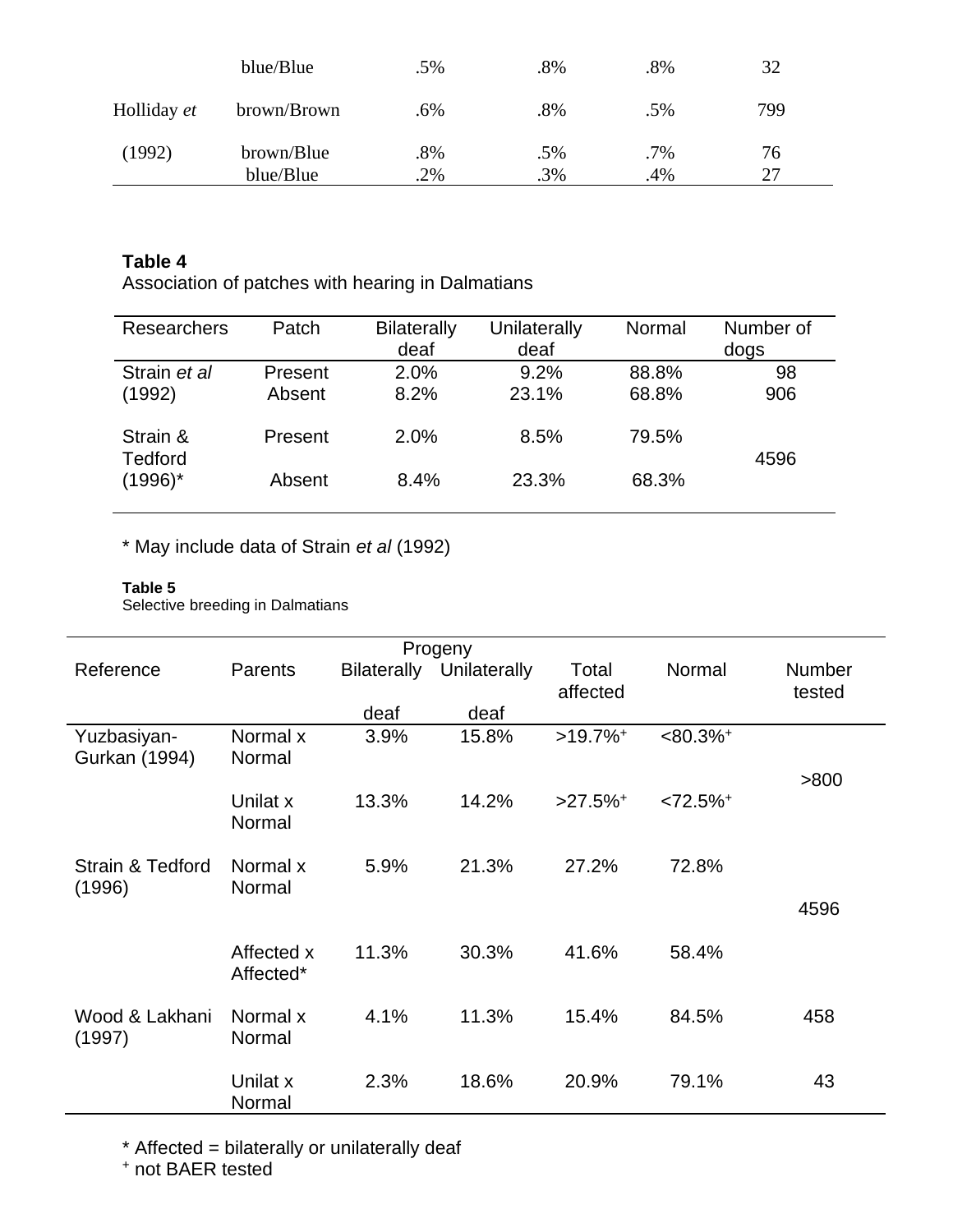| | | | | | |
|---|---|---|---|---|---|
| | blue/Blue | .5% | .8% | .8% | 32 |
| Holliday *et* | brown/Brown | .6% | .8% | .5% | 799 |
| (1992) | brown/Blue | .8% | .5% | .7% | 76 |
| | blue/Blue | .2% | .3% | .4% | 27 |

**Table 4**
Association of patches with hearing in Dalmatians

| Researchers | Patch | Bilaterally deaf | Unilaterally deaf | Normal | Number of dogs |
|---|---|---|---|---|---|
| Strain *et al* (1992) | Present | 2.0% | 9.2% | 88.8% | 98 |
| | Absent | 8.2% | 23.1% | 68.8% | 906 |
| Strain & Tedford (1996)* | Present | 2.0% | 8.5% | 79.5% | 4596 |
| | Absent | 8.4% | 23.3% | 68.3% | |

\* May include data of Strain *et al* (1992)

**Table 5**
Selective breeding in Dalmatians

| | | Progeny | | | | |
|---|---|---|---|---|---|---|
| Reference | Parents | Bilaterally deaf | Unilaterally deaf | Total affected | Normal | Number tested |
| Yuzbasiyan-Gurkan (1994) | Normal x Normal | 3.9% | 15.8% | >19.7%+ | <80.3%+ | >800 |
| | Unilat x Normal | 13.3% | 14.2% | >27.5%+ | <72.5%+ | |
| Strain & Tedford (1996) | Normal x Normal | 5.9% | 21.3% | 27.2% | 72.8% | 4596 |
| | Affected x Affected* | 11.3% | 30.3% | 41.6% | 58.4% | |
| Wood & Lakhani (1997) | Normal x Normal | 4.1% | 11.3% | 15.4% | 84.5% | 458 |
| | Unilat x Normal | 2.3% | 18.6% | 20.9% | 79.1% | 43 |

\* Affected = bilaterally or unilaterally deaf
+ not BAER tested